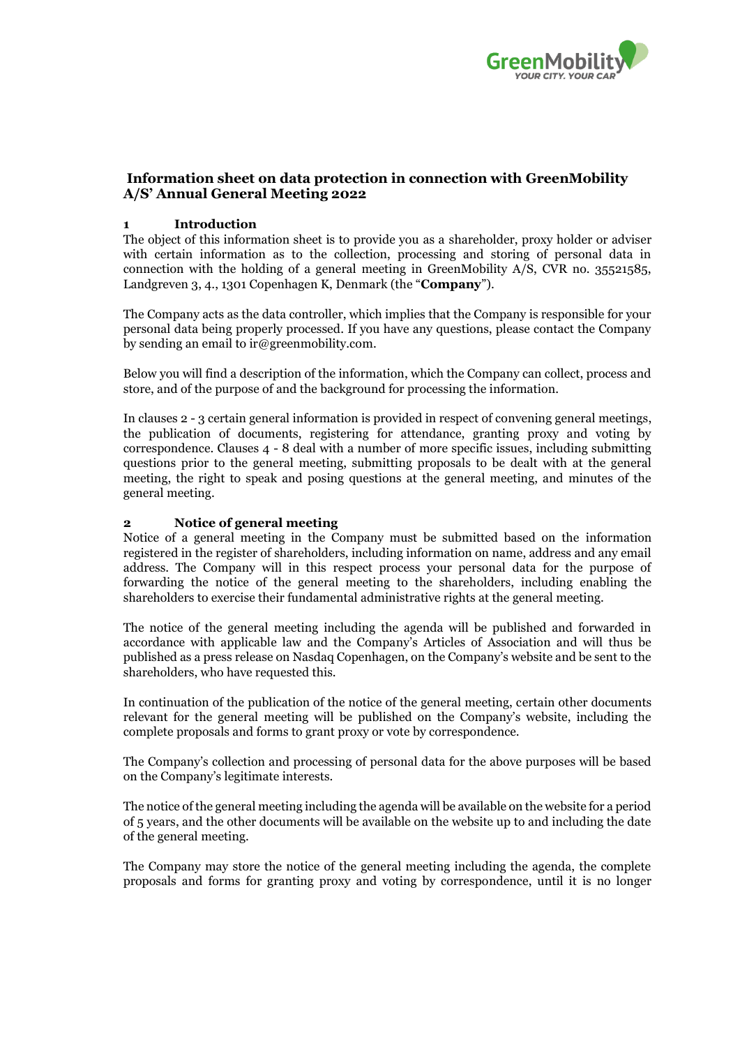# Information sheet on data protection in connection with GreenMobility A/S' Annual General Meeting 2022

## 1 Introduction

The object of this information sheet is to provide you as a shareholder, proxy holder or adviser with certain information as to the collection, processing and storing of personal data in connection with the holding of a general meeting in GreenMobility A/S, CVR no. 35521585, Landgreven 3, 4., 1301 Copenhagen K, Denmark (the "**Company**").

The Company acts as the data controller, which implies that the Company is responsible for your personal data being properly processed. If you have any questions, please contact the Company by sending an email to ir@greenmobility.com.

Below you will find a description of the information, which the Company can collect, process and store, and of the purpose of and the background for processing the information.

In clauses 2 - 3 certain general information is provided in respect of convening general meetings, the publication of documents, registering for attendance, granting proxy and voting by correspondence. Clauses 4 - 8 deal with a number of more specific issues, including submitting questions prior to the general meeting, submitting proposals to be dealt with at the general meeting, the right to speak and posing questions at the general meeting, and minutes of the general meeting.

## 2 Notice of general meeting

Notice of a general meeting in the Company must be submitted based on the information registered in the register of shareholders, including information on name, address and any email address. The Company will in this respect process your personal data for the purpose of forwarding the notice of the general meeting to the shareholders, including enabling the shareholders to exercise their fundamental administrative rights at the general meeting.

The notice of the general meeting including the agenda will be published and forwarded in accordance with applicable law and the Company's Articles of Association and will thus be published as a press release on Nasdaq Copenhagen, on the Company's website and be sent to the shareholders, who have requested this.

In continuation of the publication of the notice of the general meeting, certain other documents relevant for the general meeting will be published on the Company's website, including the complete proposals and forms to grant proxy or vote by correspondence.

The Company's collection and processing of personal data for the above purposes will be based on the Company's legitimate interests.

The notice of the general meeting including the agenda will be available on the website for a period of 5 years, and the other documents will be available on the website up to and including the date of the general meeting.

The Company may store the notice of the general meeting including the agenda, the complete proposals and forms for granting proxy and voting by correspondence, until it is no longer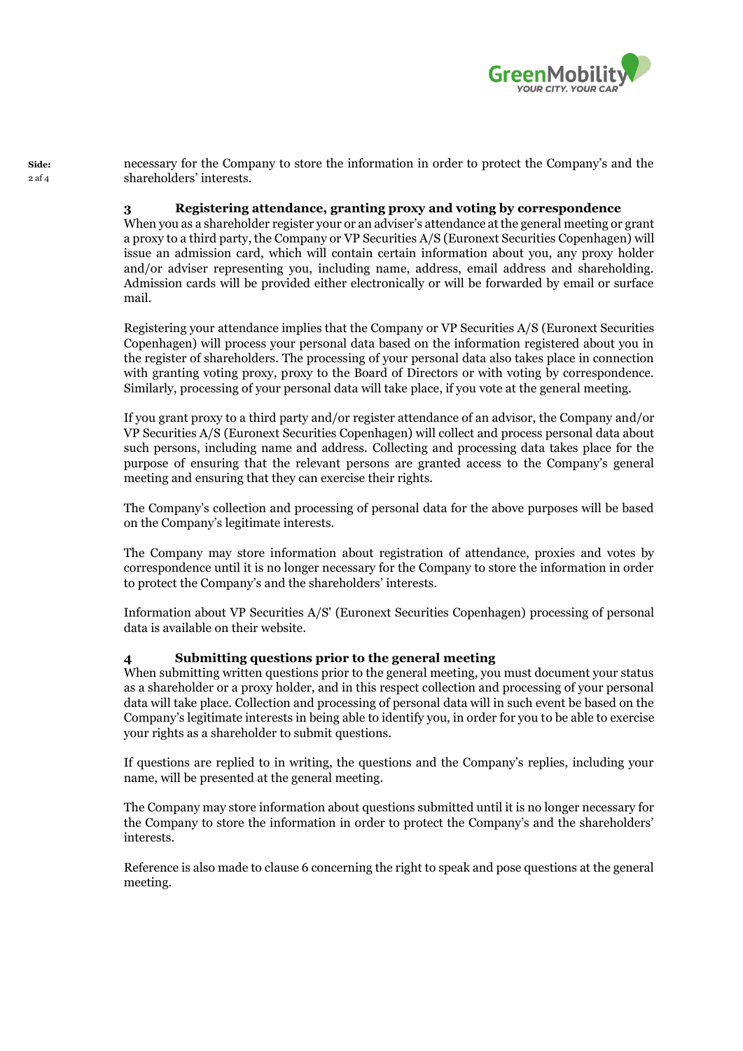necessary for the Company to store the information in order to protect the Company's and the shareholders' interests.

## 3 Registering attendance, granting proxy and voting by correspondence

When you as a shareholder register your or an adviser's attendance at the general meeting or grant a proxy to a third party, the Company or VP Securities A/S (Euronext Securities Copenhagen) will issue an admission card, which will contain certain information about you, any proxy holder and/or adviser representing you, including name, address, email address and shareholding. Admission cards will be provided either electronically or will be forwarded by email or surface mail.

Registering your attendance implies that the Company or VP Securities A/S (Euronext Securities Copenhagen) will process your personal data based on the information registered about you in the register of shareholders. The processing of your personal data also takes place in connection with granting voting proxy, proxy to the Board of Directors or with voting by correspondence. Similarly, processing of your personal data will take place, if you vote at the general meeting.

If you grant proxy to a third party and/or register attendance of an advisor, the Company and/or VP Securities A/S (Euronext Securities Copenhagen) will collect and process personal data about such persons, including name and address. Collecting and processing data takes place for the purpose of ensuring that the relevant persons are granted access to the Company's general meeting and ensuring that they can exercise their rights.

The Company's collection and processing of personal data for the above purposes will be based on the Company's legitimate interests.

The Company may store information about registration of attendance, proxies and votes by correspondence until it is no longer necessary for the Company to store the information in order to protect the Company's and the shareholders' interests.

Information about VP Securities A/S' (Euronext Securities Copenhagen) processing of personal data is available on their website.

## 4 Submitting questions prior to the general meeting

When submitting written questions prior to the general meeting, you must document your status as a shareholder or a proxy holder, and in this respect collection and processing of your personal data will take place. Collection and processing of personal data will in such event be based on the Company's legitimate interests in being able to identify you, in order for you to be able to exercise your rights as a shareholder to submit questions.

If questions are replied to in writing, the questions and the Company's replies, including your name, will be presented at the general meeting.

The Company may store information about questions submitted until it is no longer necessary for the Company to store the information in order to protect the Company's and the shareholders' interests.

Reference is also made to clause 6 concerning the right to speak and pose questions at the general meeting.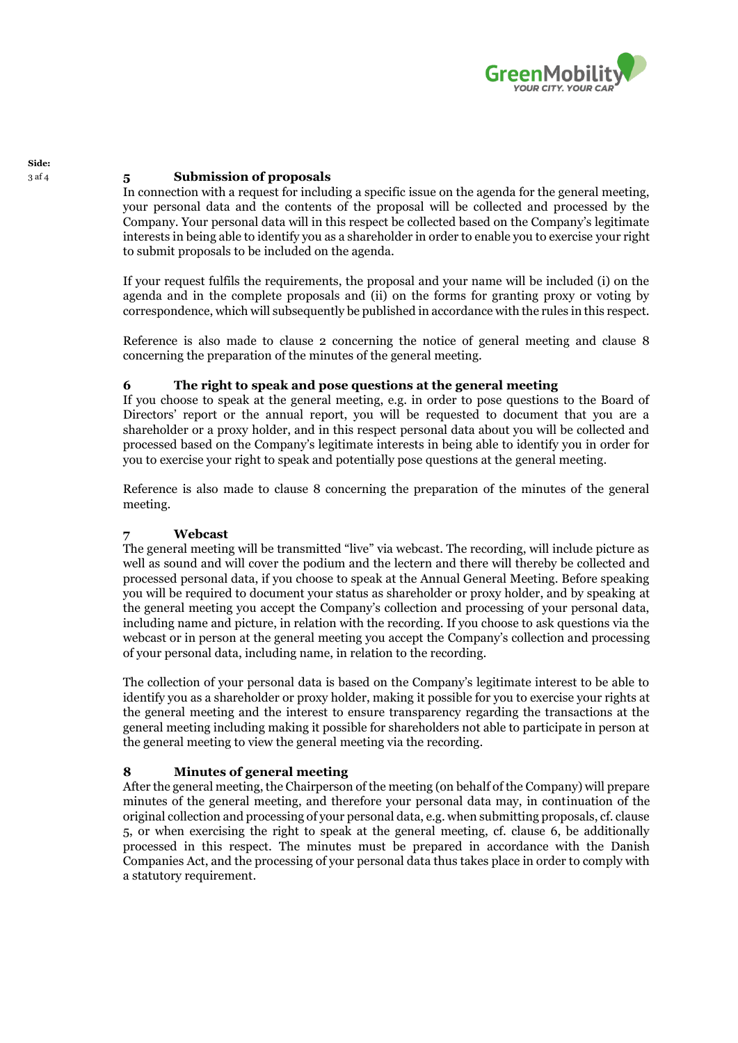## 5 Submission of proposals

In connection with a request for including a specific issue on the agenda for the general meeting, your personal data and the contents of the proposal will be collected and processed by the Company. Your personal data will in this respect be collected based on the Company's legitimate interests in being able to identify you as a shareholder in order to enable you to exercise your right to submit proposals to be included on the agenda.

If your request fulfils the requirements, the proposal and your name will be included (i) on the agenda and in the complete proposals and (ii) on the forms for granting proxy or voting by correspondence, which will subsequently be published in accordance with the rules in this respect.

Reference is also made to clause 2 concerning the notice of general meeting and clause 8 concerning the preparation of the minutes of the general meeting.

## 6 The right to speak and pose questions at the general meeting

If you choose to speak at the general meeting, e.g. in order to pose questions to the Board of Directors' report or the annual report, you will be requested to document that you are a shareholder or a proxy holder, and in this respect personal data about you will be collected and processed based on the Company's legitimate interests in being able to identify you in order for you to exercise your right to speak and potentially pose questions at the general meeting.

Reference is also made to clause 8 concerning the preparation of the minutes of the general meeting.

## 7 Webcast

The general meeting will be transmitted "live" via webcast. The recording, will include picture as well as sound and will cover the podium and the lectern and there will thereby be collected and processed personal data, if you choose to speak at the Annual General Meeting. Before speaking you will be required to document your status as shareholder or proxy holder, and by speaking at the general meeting you accept the Company's collection and processing of your personal data, including name and picture, in relation with the recording. If you choose to ask questions via the webcast or in person at the general meeting you accept the Company's collection and processing of your personal data, including name, in relation to the recording.

The collection of your personal data is based on the Company's legitimate interest to be able to identify you as a shareholder or proxy holder, making it possible for you to exercise your rights at the general meeting and the interest to ensure transparency regarding the transactions at the general meeting including making it possible for shareholders not able to participate in person at the general meeting to view the general meeting via the recording.

## 8 Minutes of general meeting

After the general meeting, the Chairperson of the meeting (on behalf of the Company) will prepare minutes of the general meeting, and therefore your personal data may, in continuation of the original collection and processing of your personal data, e.g. when submitting proposals, cf. clause 5, or when exercising the right to speak at the general meeting, cf. clause 6, be additionally processed in this respect. The minutes must be prepared in accordance with the Danish Companies Act, and the processing of your personal data thus takes place in order to comply with a statutory requirement.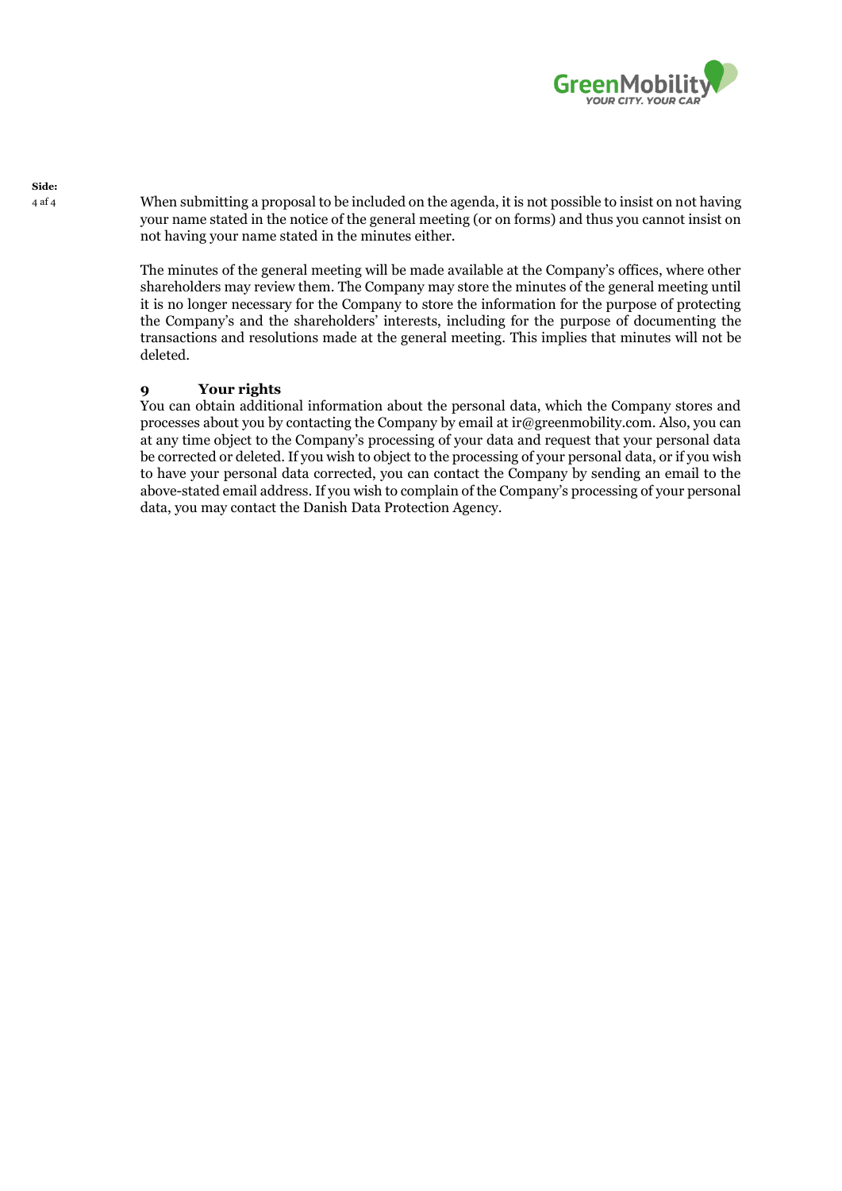When submitting a proposal to be included on the agenda, it is not possible to insist on not having your name stated in the notice of the general meeting (or on forms) and thus you cannot insist on not having your name stated in the minutes either.

The minutes of the general meeting will be made available at the Company's offices, where other shareholders may review them. The Company may store the minutes of the general meeting until it is no longer necessary for the Company to store the information for the purpose of protecting the Company's and the shareholders' interests, including for the purpose of documenting the transactions and resolutions made at the general meeting. This implies that minutes will not be deleted.

## 9 Your rights

You can obtain additional information about the personal data, which the Company stores and processes about you by contacting the Company by email at ir@greenmobility.com. Also, you can at any time object to the Company's processing of your data and request that your personal data be corrected or deleted. If you wish to object to the processing of your personal data, or if you wish to have your personal data corrected, you can contact the Company by sending an email to the above-stated email address. If you wish to complain of the Company's processing of your personal data, you may contact the Danish Data Protection Agency.